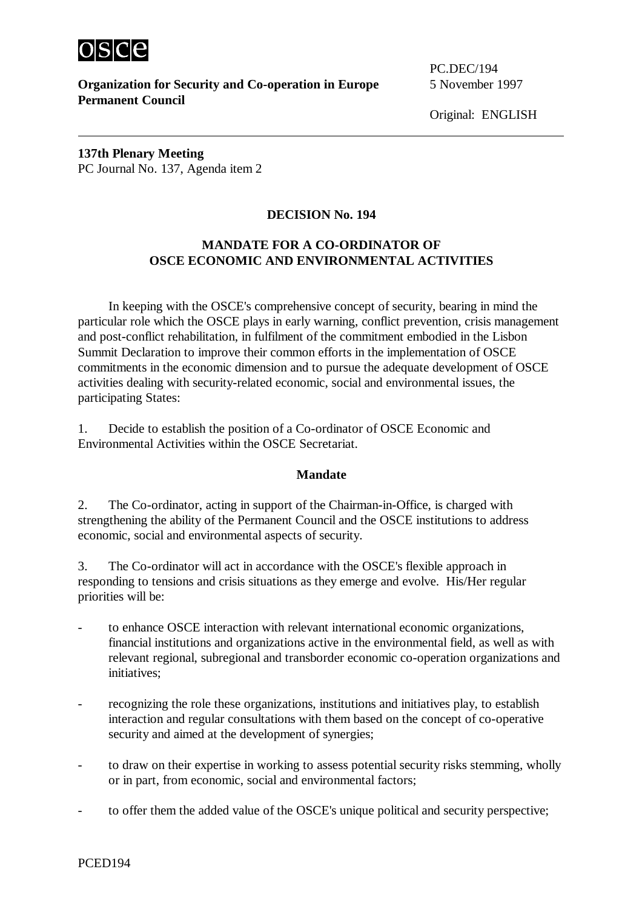**Organization for Security and Co-operation in Europe**
**Permanent Council**

PC.DEC/194
5 November 1997

Original: ENGLISH

---

**137th Plenary Meeting**
PC Journal No. 137, Agenda item 2

## DECISION No. 194

## MANDATE FOR A CO-ORDINATOR OF OSCE ECONOMIC AND ENVIRONMENTAL ACTIVITIES

In keeping with the OSCE's comprehensive concept of security, bearing in mind the particular role which the OSCE plays in early warning, conflict prevention, crisis management and post-conflict rehabilitation, in fulfilment of the commitment embodied in the Lisbon Summit Declaration to improve their common efforts in the implementation of OSCE commitments in the economic dimension and to pursue the adequate development of OSCE activities dealing with security-related economic, social and environmental issues, the participating States:

1. Decide to establish the position of a Co-ordinator of OSCE Economic and Environmental Activities within the OSCE Secretariat.

### Mandate

2. The Co-ordinator, acting in support of the Chairman-in-Office, is charged with strengthening the ability of the Permanent Council and the OSCE institutions to address economic, social and environmental aspects of security.

3. The Co-ordinator will act in accordance with the OSCE's flexible approach in responding to tensions and crisis situations as they emerge and evolve. His/Her regular priorities will be:

- to enhance OSCE interaction with relevant international economic organizations, financial institutions and organizations active in the environmental field, as well as with relevant regional, subregional and transborder economic co-operation organizations and initiatives;

- recognizing the role these organizations, institutions and initiatives play, to establish interaction and regular consultations with them based on the concept of co-operative security and aimed at the development of synergies;

- to draw on their expertise in working to assess potential security risks stemming, wholly or in part, from economic, social and environmental factors;

- to offer them the added value of the OSCE's unique political and security perspective;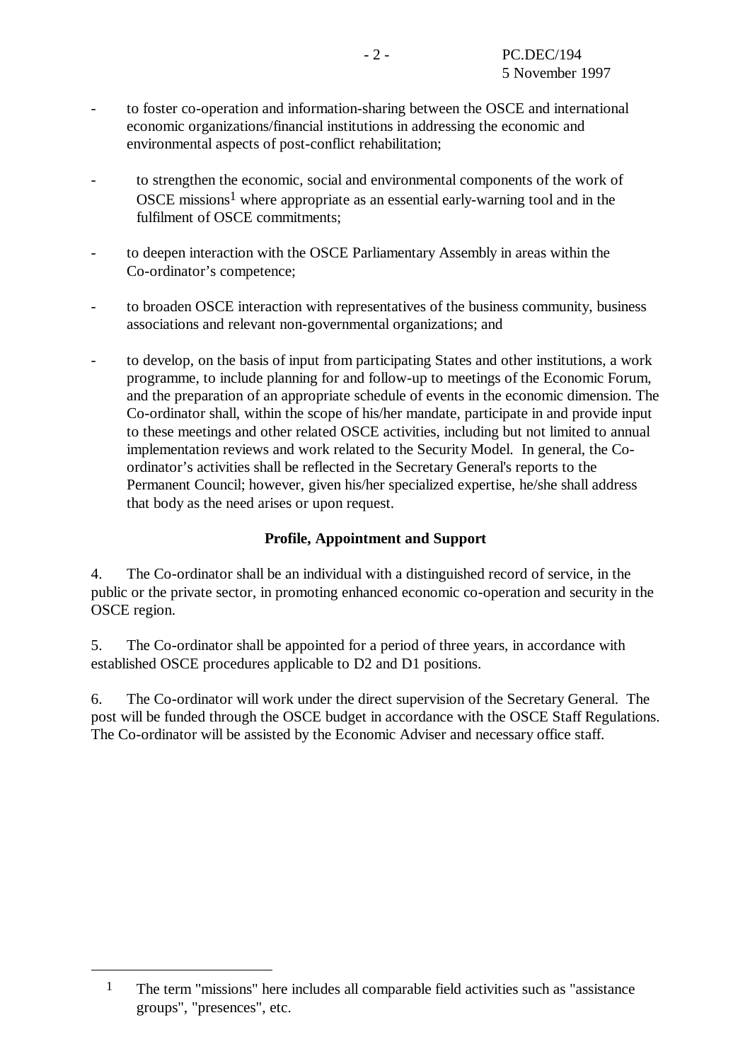- to foster co-operation and information-sharing between the OSCE and international economic organizations/financial institutions in addressing the economic and environmental aspects of post-conflict rehabilitation;

- to strengthen the economic, social and environmental components of the work of OSCE missions[1] where appropriate as an essential early-warning tool and in the fulfilment of OSCE commitments;

- to deepen interaction with the OSCE Parliamentary Assembly in areas within the Co-ordinator's competence;

- to broaden OSCE interaction with representatives of the business community, business associations and relevant non-governmental organizations; and

- to develop, on the basis of input from participating States and other institutions, a work programme, to include planning for and follow-up to meetings of the Economic Forum, and the preparation of an appropriate schedule of events in the economic dimension. The Co-ordinator shall, within the scope of his/her mandate, participate in and provide input to these meetings and other related OSCE activities, including but not limited to annual implementation reviews and work related to the Security Model. In general, the Co-ordinator's activities shall be reflected in the Secretary General's reports to the Permanent Council; however, given his/her specialized expertise, he/she shall address that body as the need arises or upon request.

**Profile, Appointment and Support**

4. The Co-ordinator shall be an individual with a distinguished record of service, in the public or the private sector, in promoting enhanced economic co-operation and security in the OSCE region.

5. The Co-ordinator shall be appointed for a period of three years, in accordance with established OSCE procedures applicable to D2 and D1 positions.

6. The Co-ordinator will work under the direct supervision of the Secretary General. The post will be funded through the OSCE budget in accordance with the OSCE Staff Regulations. The Co-ordinator will be assisted by the Economic Adviser and necessary office staff.

---

[1] The term "missions" here includes all comparable field activities such as "assistance groups", "presences", etc.